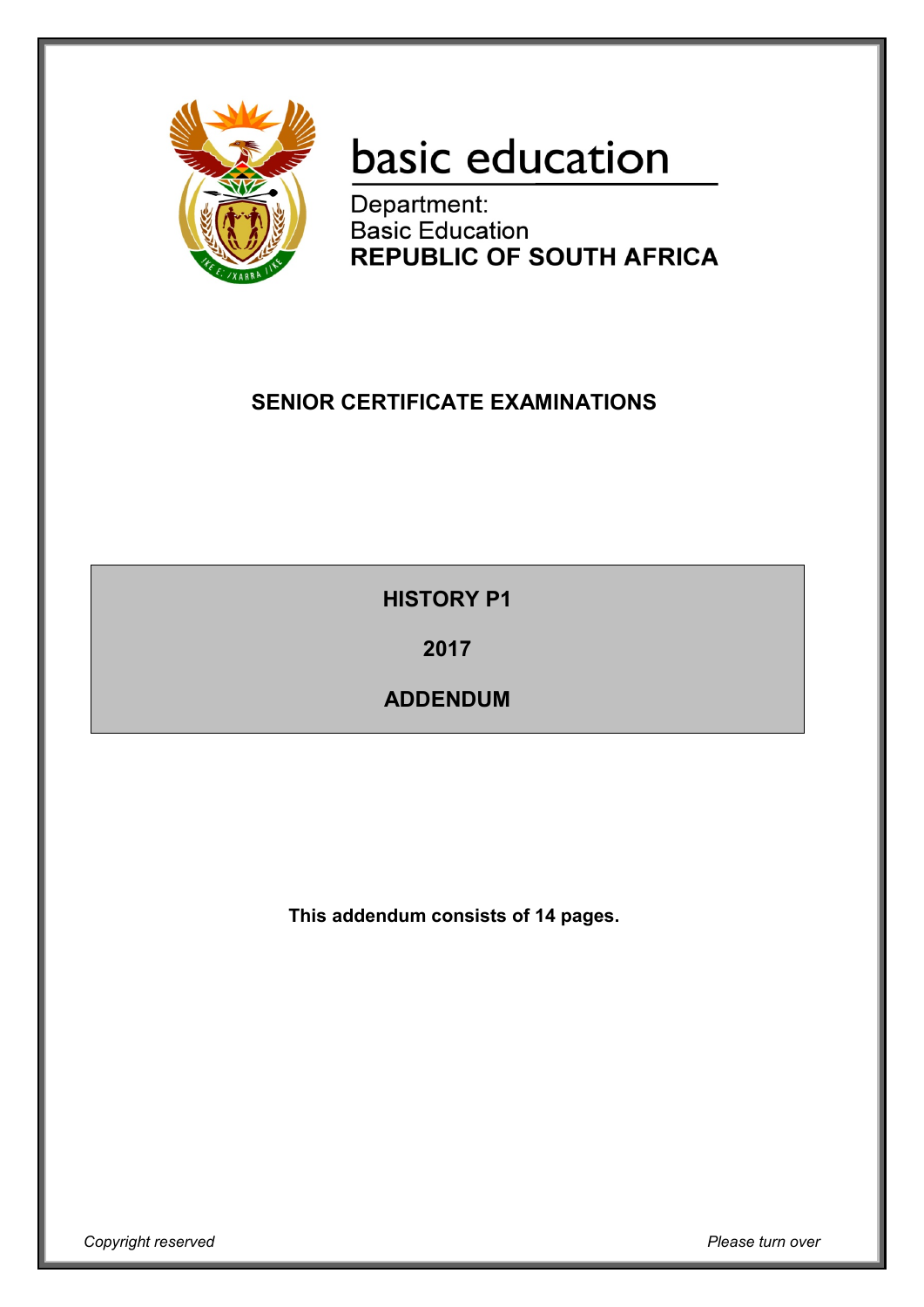basic education

Department:
Basic Education
**REPUBLIC OF SOUTH AFRICA**

## SENIOR CERTIFICATE EXAMINATIONS

# HISTORY P1

## 2017

## ADDENDUM

**This addendum consists of 14 pages.**

*Copyright reserved* *Please turn over*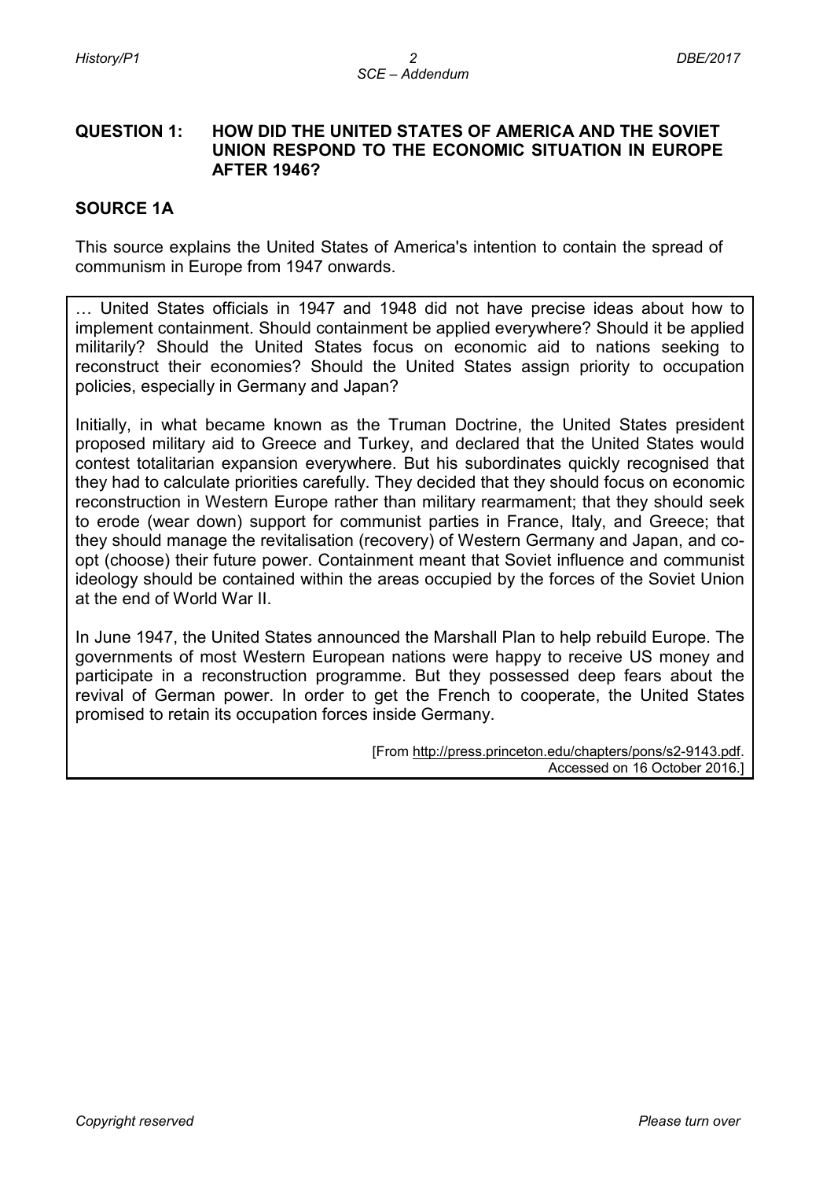## QUESTION 1: HOW DID THE UNITED STATES OF AMERICA AND THE SOVIET UNION RESPOND TO THE ECONOMIC SITUATION IN EUROPE AFTER 1946?

### SOURCE 1A

This source explains the United States of America's intention to contain the spread of communism in Europe from 1947 onwards.

… United States officials in 1947 and 1948 did not have precise ideas about how to implement containment. Should containment be applied everywhere? Should it be applied militarily? Should the United States focus on economic aid to nations seeking to reconstruct their economies? Should the United States assign priority to occupation policies, especially in Germany and Japan?

Initially, in what became known as the Truman Doctrine, the United States president proposed military aid to Greece and Turkey, and declared that the United States would contest totalitarian expansion everywhere. But his subordinates quickly recognised that they had to calculate priorities carefully. They decided that they should focus on economic reconstruction in Western Europe rather than military rearmament; that they should seek to erode (wear down) support for communist parties in France, Italy, and Greece; that they should manage the revitalisation (recovery) of Western Germany and Japan, and co-opt (choose) their future power. Containment meant that Soviet influence and communist ideology should be contained within the areas occupied by the forces of the Soviet Union at the end of World War II.

In June 1947, the United States announced the Marshall Plan to help rebuild Europe. The governments of most Western European nations were happy to receive US money and participate in a reconstruction programme. But they possessed deep fears about the revival of German power. In order to get the French to cooperate, the United States promised to retain its occupation forces inside Germany.

[From http://press.princeton.edu/chapters/pons/s2-9143.pdf. Accessed on 16 October 2016.]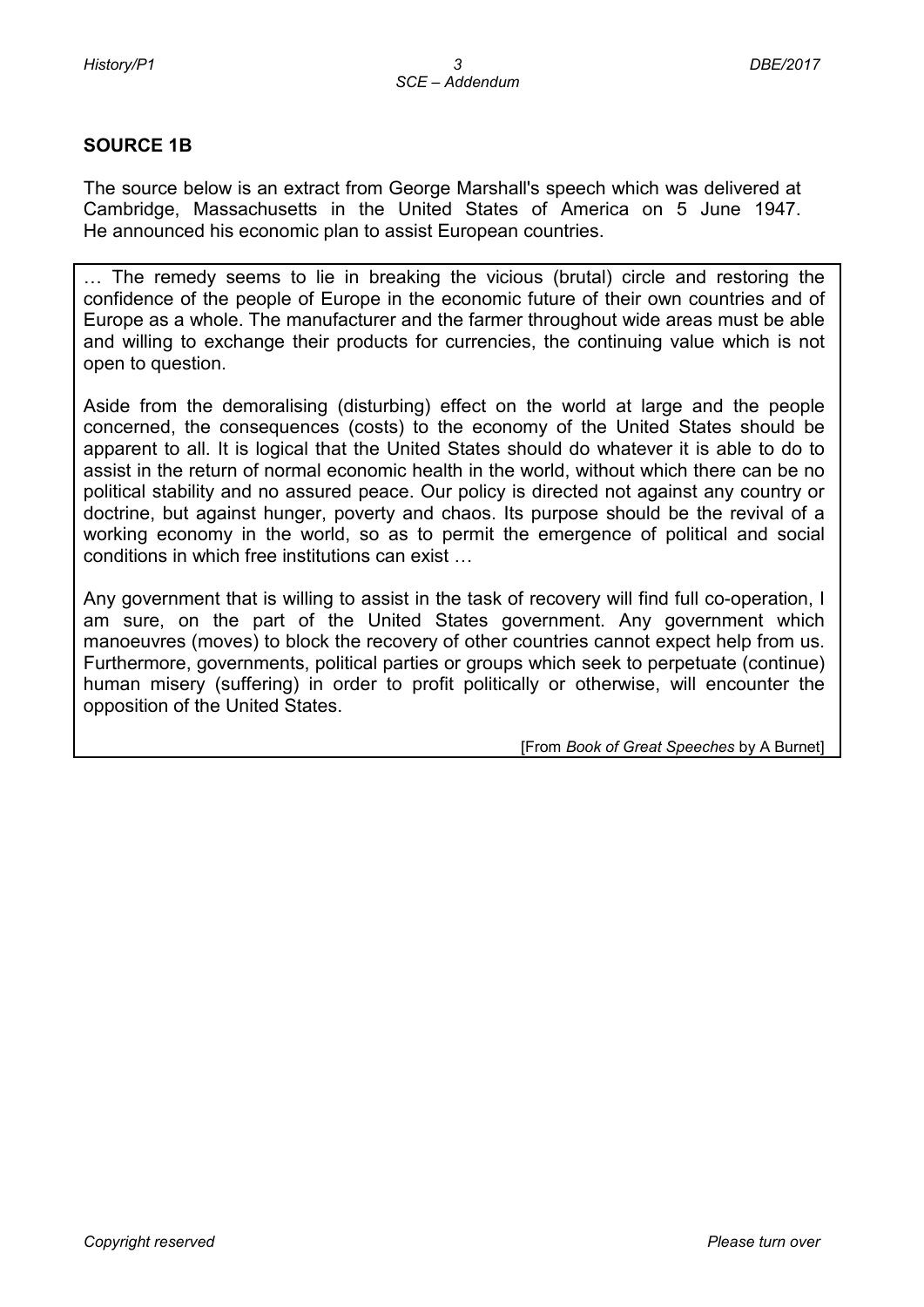**SOURCE 1B**

The source below is an extract from George Marshall's speech which was delivered at Cambridge, Massachusetts in the United States of America on 5 June 1947. He announced his economic plan to assist European countries.

> … The remedy seems to lie in breaking the vicious (brutal) circle and restoring the confidence of the people of Europe in the economic future of their own countries and of Europe as a whole. The manufacturer and the farmer throughout wide areas must be able and willing to exchange their products for currencies, the continuing value which is not open to question.
>
> Aside from the demoralising (disturbing) effect on the world at large and the people concerned, the consequences (costs) to the economy of the United States should be apparent to all. It is logical that the United States should do whatever it is able to do to assist in the return of normal economic health in the world, without which there can be no political stability and no assured peace. Our policy is directed not against any country or doctrine, but against hunger, poverty and chaos. Its purpose should be the revival of a working economy in the world, so as to permit the emergence of political and social conditions in which free institutions can exist …
>
> Any government that is willing to assist in the task of recovery will find full co-operation, I am sure, on the part of the United States government. Any government which manoeuvres (moves) to block the recovery of other countries cannot expect help from us. Furthermore, governments, political parties or groups which seek to perpetuate (continue) human misery (suffering) in order to profit politically or otherwise, will encounter the opposition of the United States.
>
> [From *Book of Great Speeches* by A Burnet]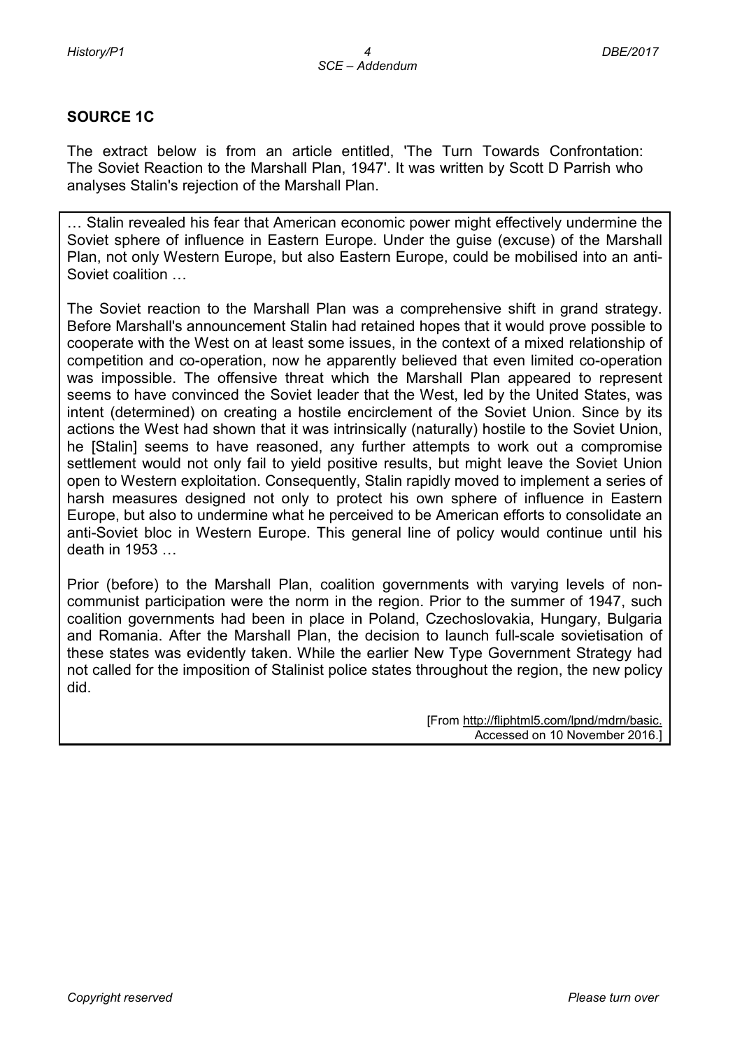## SOURCE 1C

The extract below is from an article entitled, 'The Turn Towards Confrontation: The Soviet Reaction to the Marshall Plan, 1947'. It was written by Scott D Parrish who analyses Stalin's rejection of the Marshall Plan.

… Stalin revealed his fear that American economic power might effectively undermine the Soviet sphere of influence in Eastern Europe. Under the guise (excuse) of the Marshall Plan, not only Western Europe, but also Eastern Europe, could be mobilised into an anti-Soviet coalition …

The Soviet reaction to the Marshall Plan was a comprehensive shift in grand strategy. Before Marshall's announcement Stalin had retained hopes that it would prove possible to cooperate with the West on at least some issues, in the context of a mixed relationship of competition and co-operation, now he apparently believed that even limited co-operation was impossible. The offensive threat which the Marshall Plan appeared to represent seems to have convinced the Soviet leader that the West, led by the United States, was intent (determined) on creating a hostile encirclement of the Soviet Union. Since by its actions the West had shown that it was intrinsically (naturally) hostile to the Soviet Union, he [Stalin] seems to have reasoned, any further attempts to work out a compromise settlement would not only fail to yield positive results, but might leave the Soviet Union open to Western exploitation. Consequently, Stalin rapidly moved to implement a series of harsh measures designed not only to protect his own sphere of influence in Eastern Europe, but also to undermine what he perceived to be American efforts to consolidate an anti-Soviet bloc in Western Europe. This general line of policy would continue until his death in 1953 …

Prior (before) to the Marshall Plan, coalition governments with varying levels of non-communist participation were the norm in the region. Prior to the summer of 1947, such coalition governments had been in place in Poland, Czechoslovakia, Hungary, Bulgaria and Romania. After the Marshall Plan, the decision to launch full-scale sovietisation of these states was evidently taken. While the earlier New Type Government Strategy had not called for the imposition of Stalinist police states throughout the region, the new policy did.

[From http://fliphtml5.com/lpnd/mdrn/basic. Accessed on 10 November 2016.]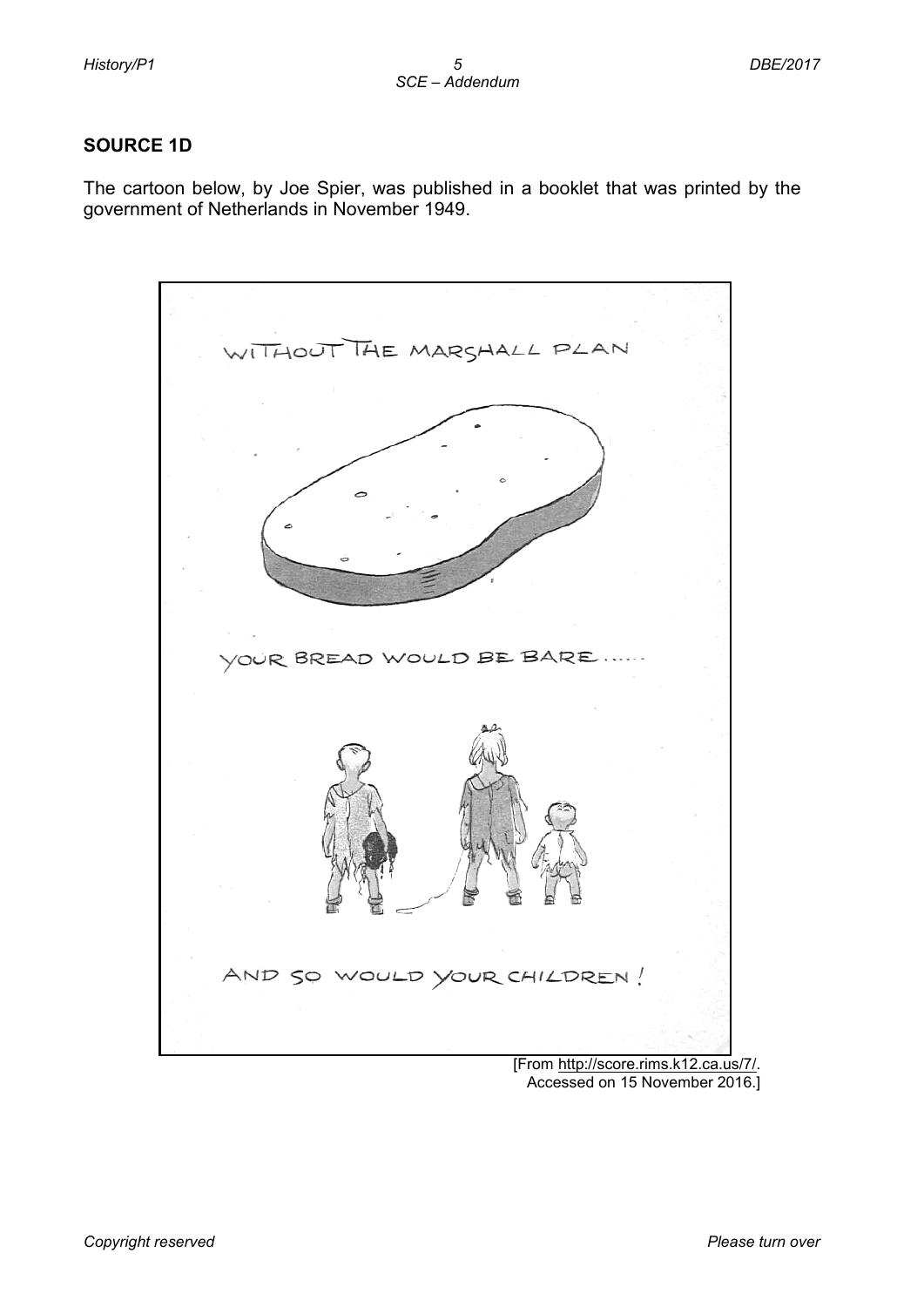## SOURCE 1D

The cartoon below, by Joe Spier, was published in a booklet that was printed by the government of Netherlands in November 1949.

WITHOUT THE MARSHALL PLAN

YOUR BREAD WOULD BE BARE .....

AND SO WOULD YOUR CHILDREN!

[From http://score.rims.k12.ca.us/7/. Accessed on 15 November 2016.]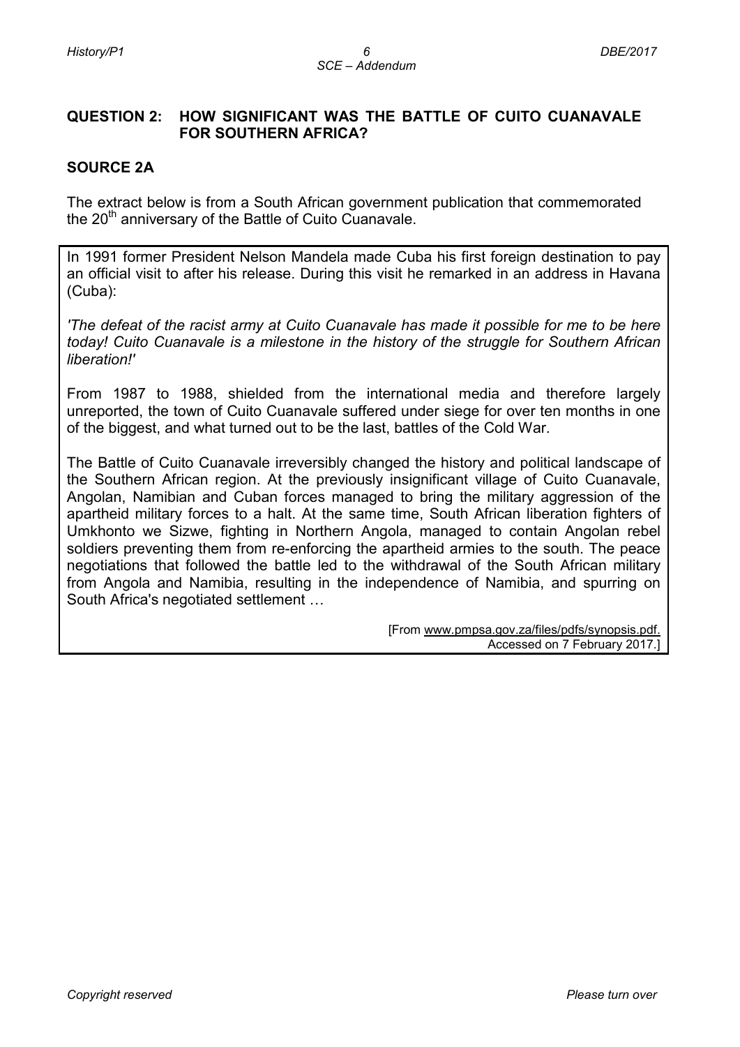## QUESTION 2: HOW SIGNIFICANT WAS THE BATTLE OF CUITO CUANAVALE FOR SOUTHERN AFRICA?

### SOURCE 2A

The extract below is from a South African government publication that commemorated the 20th anniversary of the Battle of Cuito Cuanavale.

In 1991 former President Nelson Mandela made Cuba his first foreign destination to pay an official visit to after his release. During this visit he remarked in an address in Havana (Cuba):

*'The defeat of the racist army at Cuito Cuanavale has made it possible for me to be here today! Cuito Cuanavale is a milestone in the history of the struggle for Southern African liberation!'*

From 1987 to 1988, shielded from the international media and therefore largely unreported, the town of Cuito Cuanavale suffered under siege for over ten months in one of the biggest, and what turned out to be the last, battles of the Cold War.

The Battle of Cuito Cuanavale irreversibly changed the history and political landscape of the Southern African region. At the previously insignificant village of Cuito Cuanavale, Angolan, Namibian and Cuban forces managed to bring the military aggression of the apartheid military forces to a halt. At the same time, South African liberation fighters of Umkhonto we Sizwe, fighting in Northern Angola, managed to contain Angolan rebel soldiers preventing them from re-enforcing the apartheid armies to the south. The peace negotiations that followed the battle led to the withdrawal of the South African military from Angola and Namibia, resulting in the independence of Namibia, and spurring on South Africa's negotiated settlement …

[From www.pmpsa.gov.za/files/pdfs/synopsis.pdf. Accessed on 7 February 2017.]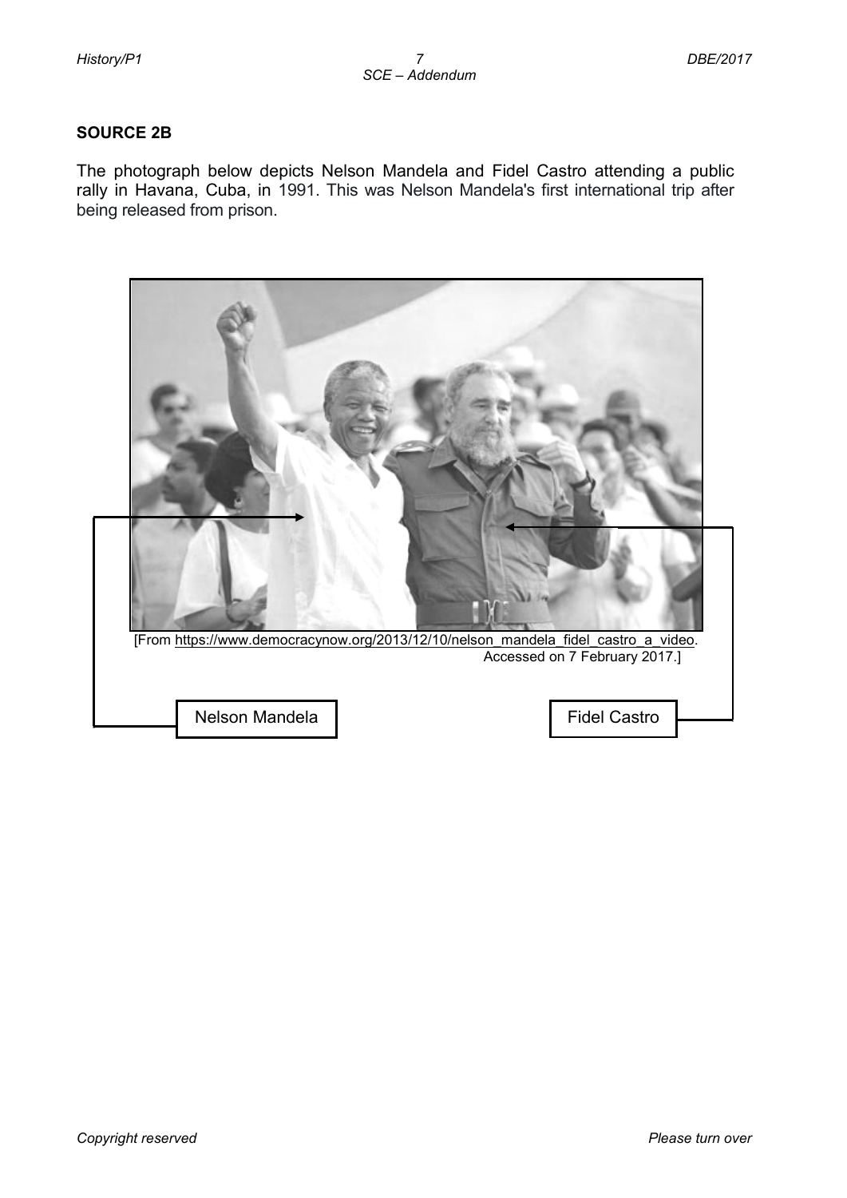**SOURCE 2B**

The photograph below depicts Nelson Mandela and Fidel Castro attending a public rally in Havana, Cuba, in 1991. This was Nelson Mandela's first international trip after being released from prison.

[From https://www.democracynow.org/2013/12/10/nelson_mandela_fidel_castro_a_video. Accessed on 7 February 2017.]

Nelson Mandela

Fidel Castro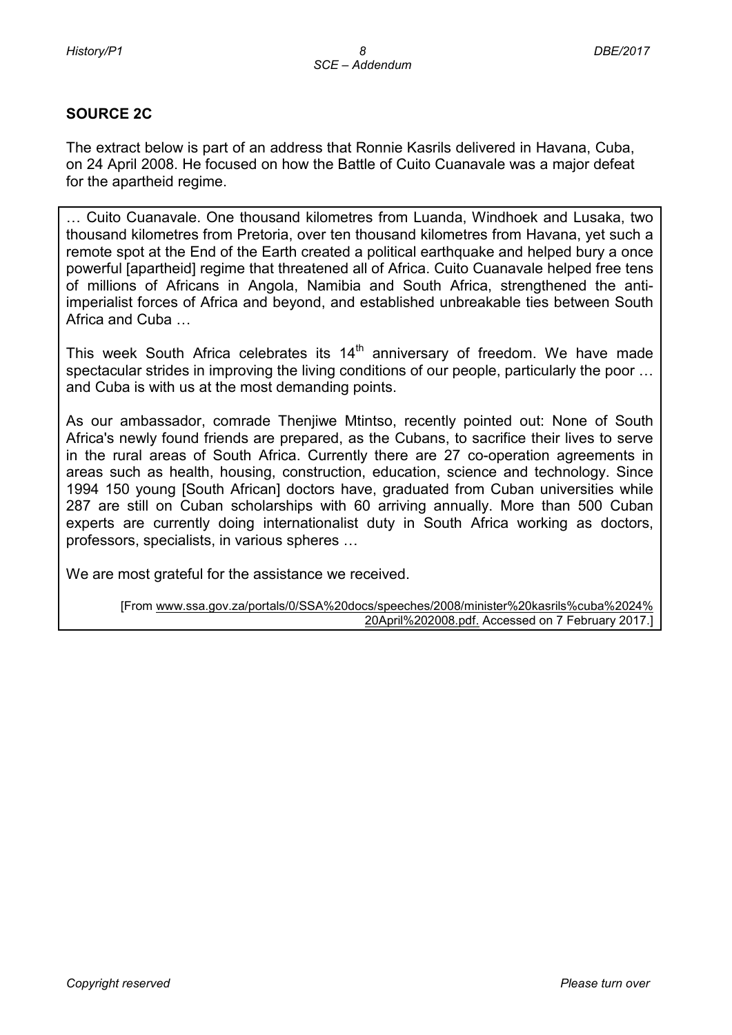## SOURCE 2C

The extract below is part of an address that Ronnie Kasrils delivered in Havana, Cuba, on 24 April 2008. He focused on how the Battle of Cuito Cuanavale was a major defeat for the apartheid regime.

> … Cuito Cuanavale. One thousand kilometres from Luanda, Windhoek and Lusaka, two thousand kilometres from Pretoria, over ten thousand kilometres from Havana, yet such a remote spot at the End of the Earth created a political earthquake and helped bury a once powerful [apartheid] regime that threatened all of Africa. Cuito Cuanavale helped free tens of millions of Africans in Angola, Namibia and South Africa, strengthened the anti-imperialist forces of Africa and beyond, and established unbreakable ties between South Africa and Cuba …
>
> This week South Africa celebrates its 14th anniversary of freedom. We have made spectacular strides in improving the living conditions of our people, particularly the poor … and Cuba is with us at the most demanding points.
>
> As our ambassador, comrade Thenjiwe Mtintso, recently pointed out: None of South Africa's newly found friends are prepared, as the Cubans, to sacrifice their lives to serve in the rural areas of South Africa. Currently there are 27 co-operation agreements in areas such as health, housing, construction, education, science and technology. Since 1994 150 young [South African] doctors have, graduated from Cuban universities while 287 are still on Cuban scholarships with 60 arriving annually. More than 500 Cuban experts are currently doing internationalist duty in South Africa working as doctors, professors, specialists, in various spheres …
>
> We are most grateful for the assistance we received.
>
> [From www.ssa.gov.za/portals/0/SSA%20docs/speeches/2008/minister%20kasrils%cuba%2024%20April%202008.pdf. Accessed on 7 February 2017.]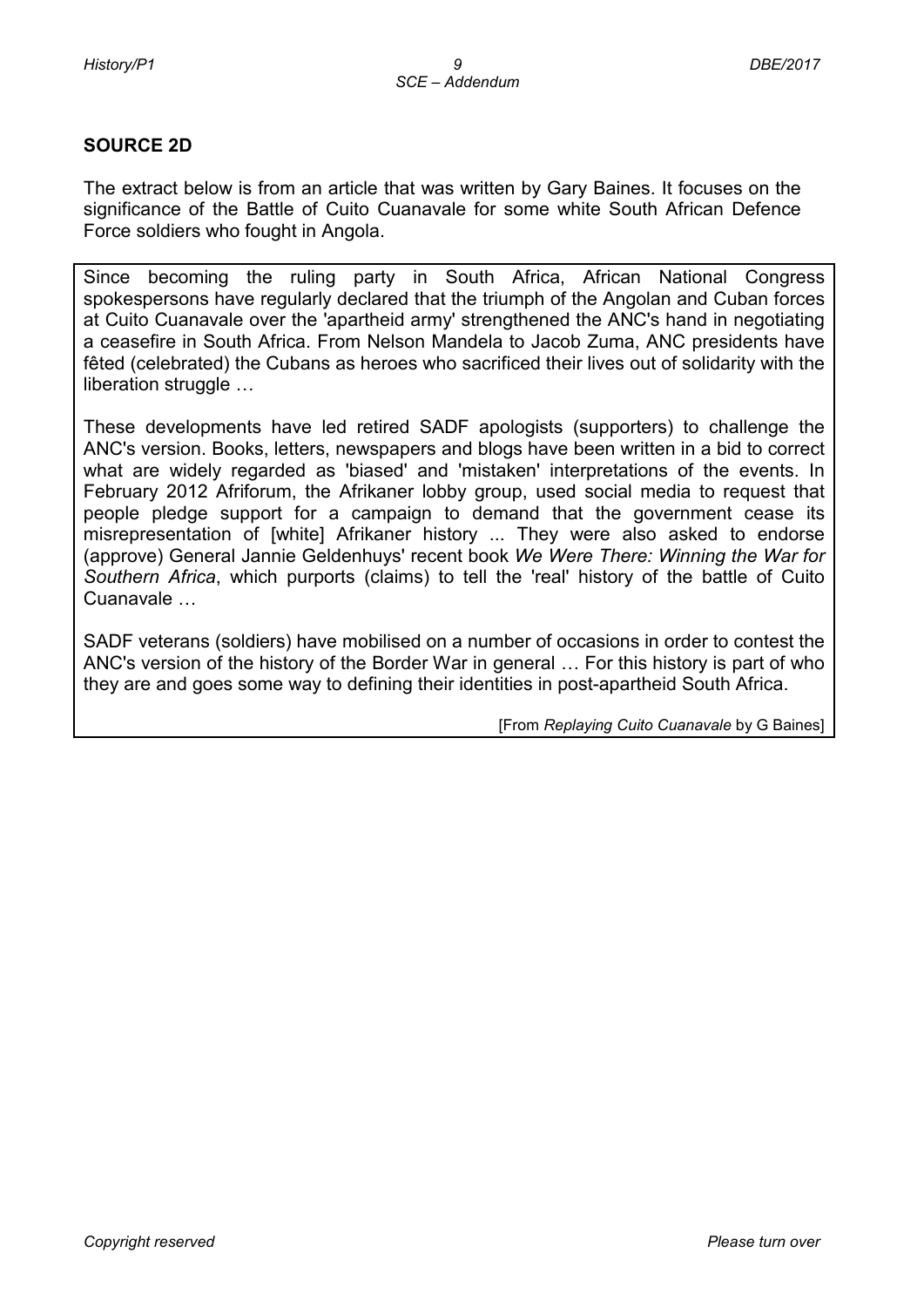## SOURCE 2D

The extract below is from an article that was written by Gary Baines. It focuses on the significance of the Battle of Cuito Cuanavale for some white South African Defence Force soldiers who fought in Angola.

Since becoming the ruling party in South Africa, African National Congress spokespersons have regularly declared that the triumph of the Angolan and Cuban forces at Cuito Cuanavale over the 'apartheid army' strengthened the ANC's hand in negotiating a ceasefire in South Africa. From Nelson Mandela to Jacob Zuma, ANC presidents have fêted (celebrated) the Cubans as heroes who sacrificed their lives out of solidarity with the liberation struggle …

These developments have led retired SADF apologists (supporters) to challenge the ANC's version. Books, letters, newspapers and blogs have been written in a bid to correct what are widely regarded as 'biased' and 'mistaken' interpretations of the events. In February 2012 Afriforum, the Afrikaner lobby group, used social media to request that people pledge support for a campaign to demand that the government cease its misrepresentation of [white] Afrikaner history ... They were also asked to endorse (approve) General Jannie Geldenhuys' recent book *We Were There: Winning the War for Southern Africa*, which purports (claims) to tell the 'real' history of the battle of Cuito Cuanavale …

SADF veterans (soldiers) have mobilised on a number of occasions in order to contest the ANC's version of the history of the Border War in general … For this history is part of who they are and goes some way to defining their identities in post-apartheid South Africa.

[From *Replaying Cuito Cuanavale* by G Baines]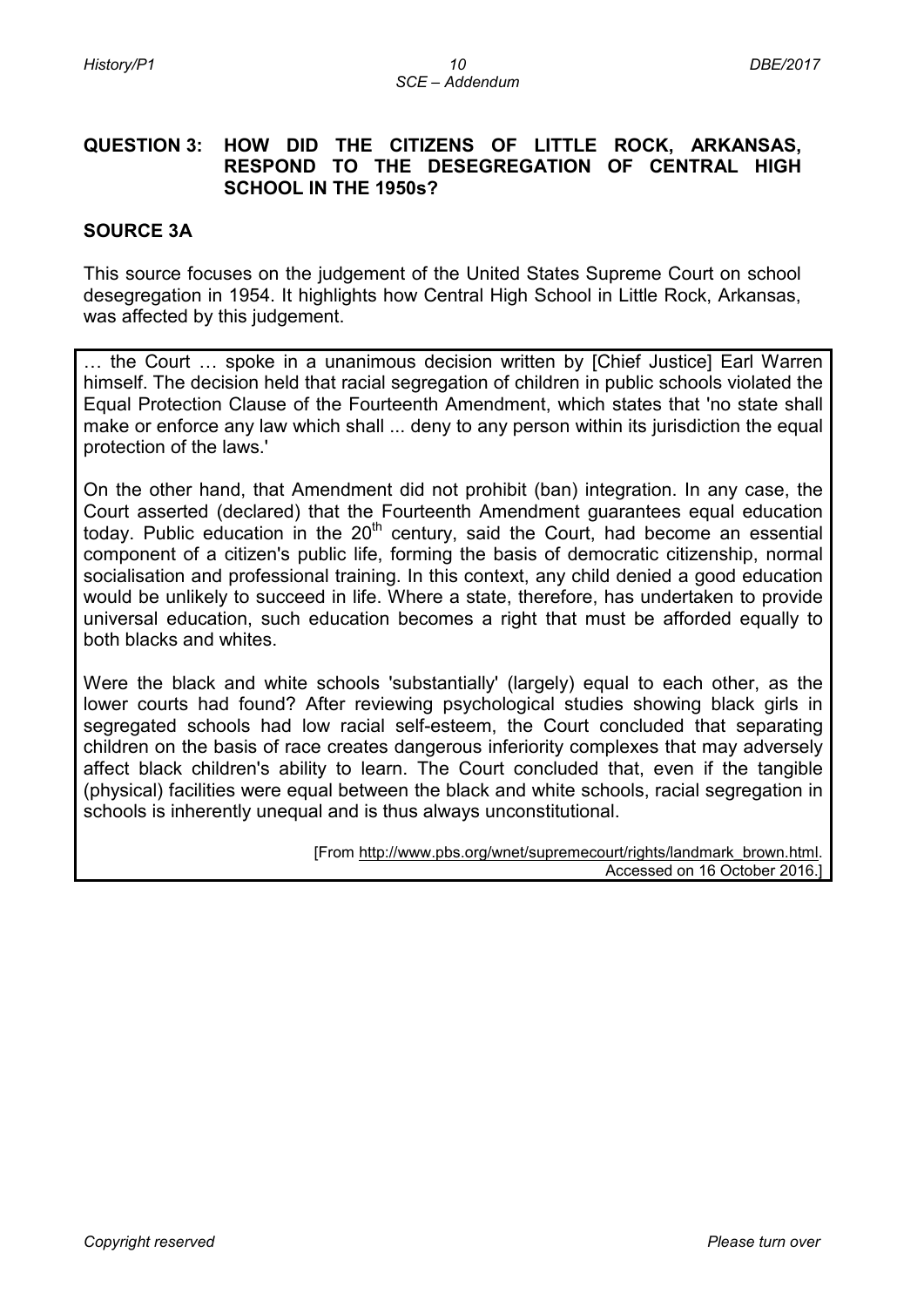## QUESTION 3: HOW DID THE CITIZENS OF LITTLE ROCK, ARKANSAS, RESPOND TO THE DESEGREGATION OF CENTRAL HIGH SCHOOL IN THE 1950s?

### SOURCE 3A

This source focuses on the judgement of the United States Supreme Court on school desegregation in 1954. It highlights how Central High School in Little Rock, Arkansas, was affected by this judgement.

… the Court … spoke in a unanimous decision written by [Chief Justice] Earl Warren himself. The decision held that racial segregation of children in public schools violated the Equal Protection Clause of the Fourteenth Amendment, which states that 'no state shall make or enforce any law which shall ... deny to any person within its jurisdiction the equal protection of the laws.'

On the other hand, that Amendment did not prohibit (ban) integration. In any case, the Court asserted (declared) that the Fourteenth Amendment guarantees equal education today. Public education in the 20th century, said the Court, had become an essential component of a citizen's public life, forming the basis of democratic citizenship, normal socialisation and professional training. In this context, any child denied a good education would be unlikely to succeed in life. Where a state, therefore, has undertaken to provide universal education, such education becomes a right that must be afforded equally to both blacks and whites.

Were the black and white schools 'substantially' (largely) equal to each other, as the lower courts had found? After reviewing psychological studies showing black girls in segregated schools had low racial self-esteem, the Court concluded that separating children on the basis of race creates dangerous inferiority complexes that may adversely affect black children's ability to learn. The Court concluded that, even if the tangible (physical) facilities were equal between the black and white schools, racial segregation in schools is inherently unequal and is thus always unconstitutional.

[From http://www.pbs.org/wnet/supremecourt/rights/landmark_brown.html. Accessed on 16 October 2016.]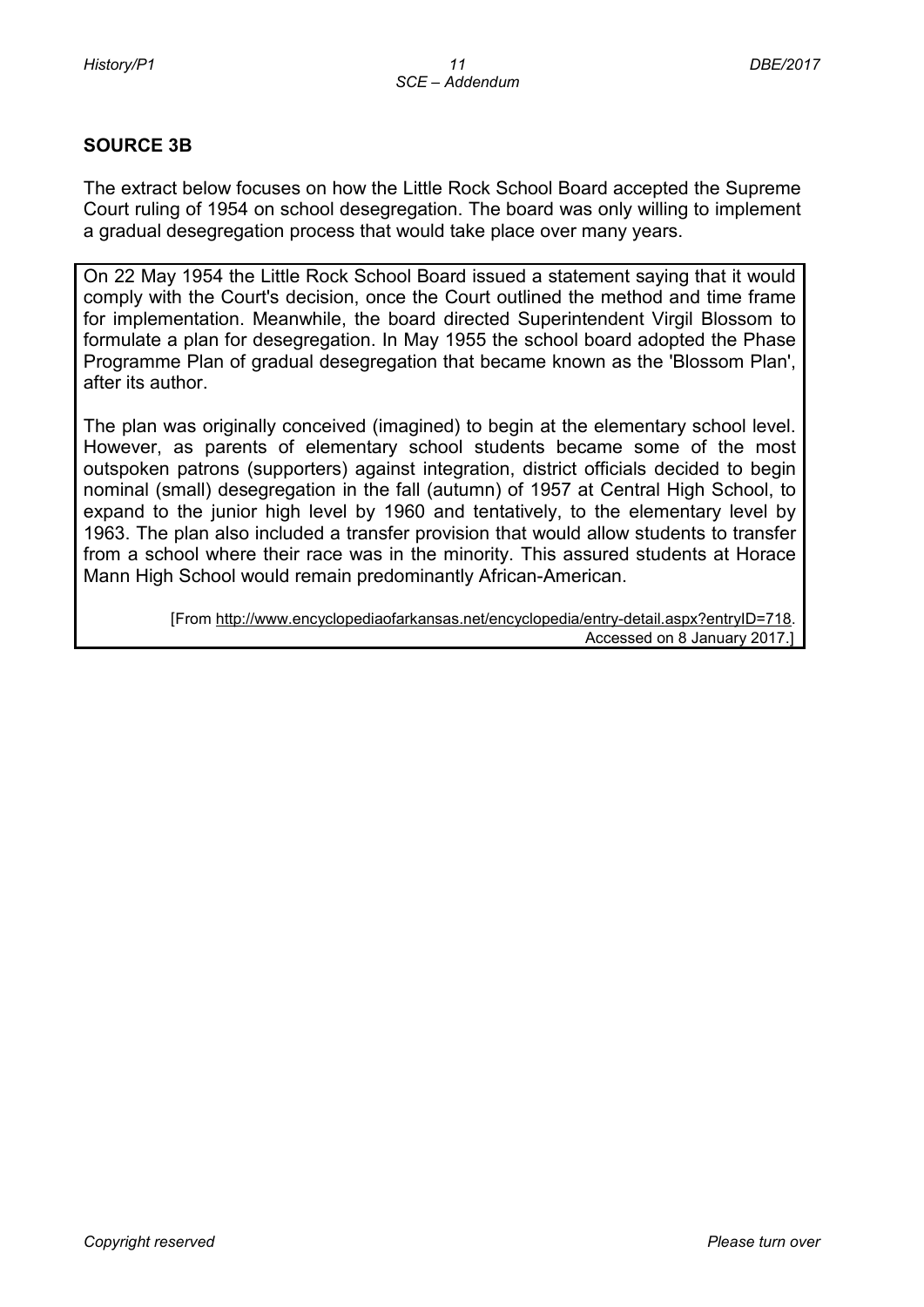## SOURCE 3B

The extract below focuses on how the Little Rock School Board accepted the Supreme Court ruling of 1954 on school desegregation. The board was only willing to implement a gradual desegregation process that would take place over many years.

On 22 May 1954 the Little Rock School Board issued a statement saying that it would comply with the Court's decision, once the Court outlined the method and time frame for implementation. Meanwhile, the board directed Superintendent Virgil Blossom to formulate a plan for desegregation. In May 1955 the school board adopted the Phase Programme Plan of gradual desegregation that became known as the 'Blossom Plan', after its author.

The plan was originally conceived (imagined) to begin at the elementary school level. However, as parents of elementary school students became some of the most outspoken patrons (supporters) against integration, district officials decided to begin nominal (small) desegregation in the fall (autumn) of 1957 at Central High School, to expand to the junior high level by 1960 and tentatively, to the elementary level by 1963. The plan also included a transfer provision that would allow students to transfer from a school where their race was in the minority. This assured students at Horace Mann High School would remain predominantly African-American.

[From http://www.encyclopediaofarkansas.net/encyclopedia/entry-detail.aspx?entryID=718. Accessed on 8 January 2017.]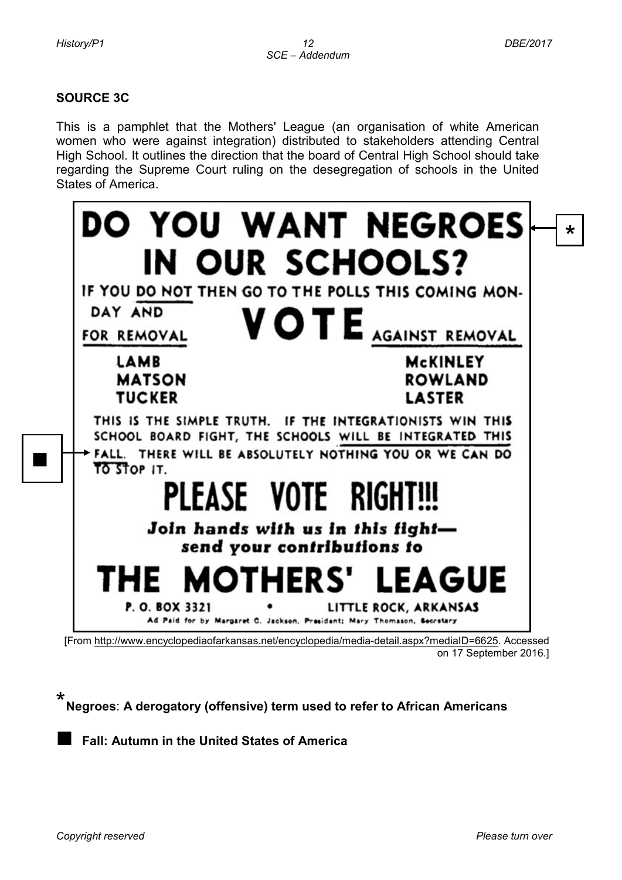**SOURCE 3C**

This is a pamphlet that the Mothers' League (an organisation of white American women who were against integration) distributed to stakeholders attending Central High School. It outlines the direction that the board of Central High School should take regarding the Supreme Court ruling on the desegregation of schools in the United States of America.

# DO YOU WANT NEGROES* IN OUR SCHOOLS?

IF YOU DO NOT THEN GO TO THE POLLS THIS COMING MONDAY AND

# VOTE

| FOR REMOVAL | AGAINST REMOVAL |
|---|---|
| LAMB | McKINLEY |
| MATSON | ROWLAND |
| TUCKER | LASTER |

THIS IS THE SIMPLE TRUTH. IF THE INTEGRATIONISTS WIN THIS SCHOOL BOARD FIGHT, THE SCHOOLS WILL BE INTEGRATED THIS FALL■. THERE WILL BE ABSOLUTELY NOTHING YOU OR WE CAN DO TO STOP IT.

# PLEASE VOTE RIGHT!!!

***Join hands with us in this fight— send your contributions to***

# THE MOTHERS' LEAGUE

P. O. BOX 3321 • LITTLE ROCK, ARKANSAS

Ad Paid for by Margaret C. Jackson, President; Mary Thomason, Secretary

[From http://www.encyclopediaofarkansas.net/encyclopedia/media-detail.aspx?mediaID=6625. Accessed on 17 September 2016.]

* **Negroes**: **A derogatory (offensive) term used to refer to African Americans**

■ **Fall: Autumn in the United States of America**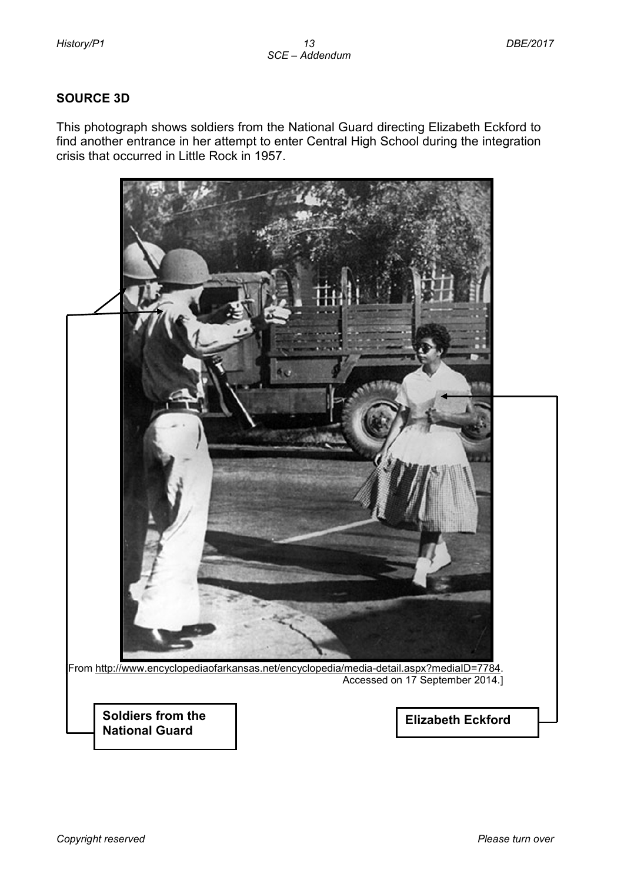## SOURCE 3D

This photograph shows soldiers from the National Guard directing Elizabeth Eckford to find another entrance in her attempt to enter Central High School during the integration crisis that occurred in Little Rock in 1957.

[From http://www.encyclopediaofarkansas.net/encyclopedia/media-detail.aspx?mediaID=7784. Accessed on 17 September 2014.]

**Soldiers from the National Guard**

**Elizabeth Eckford**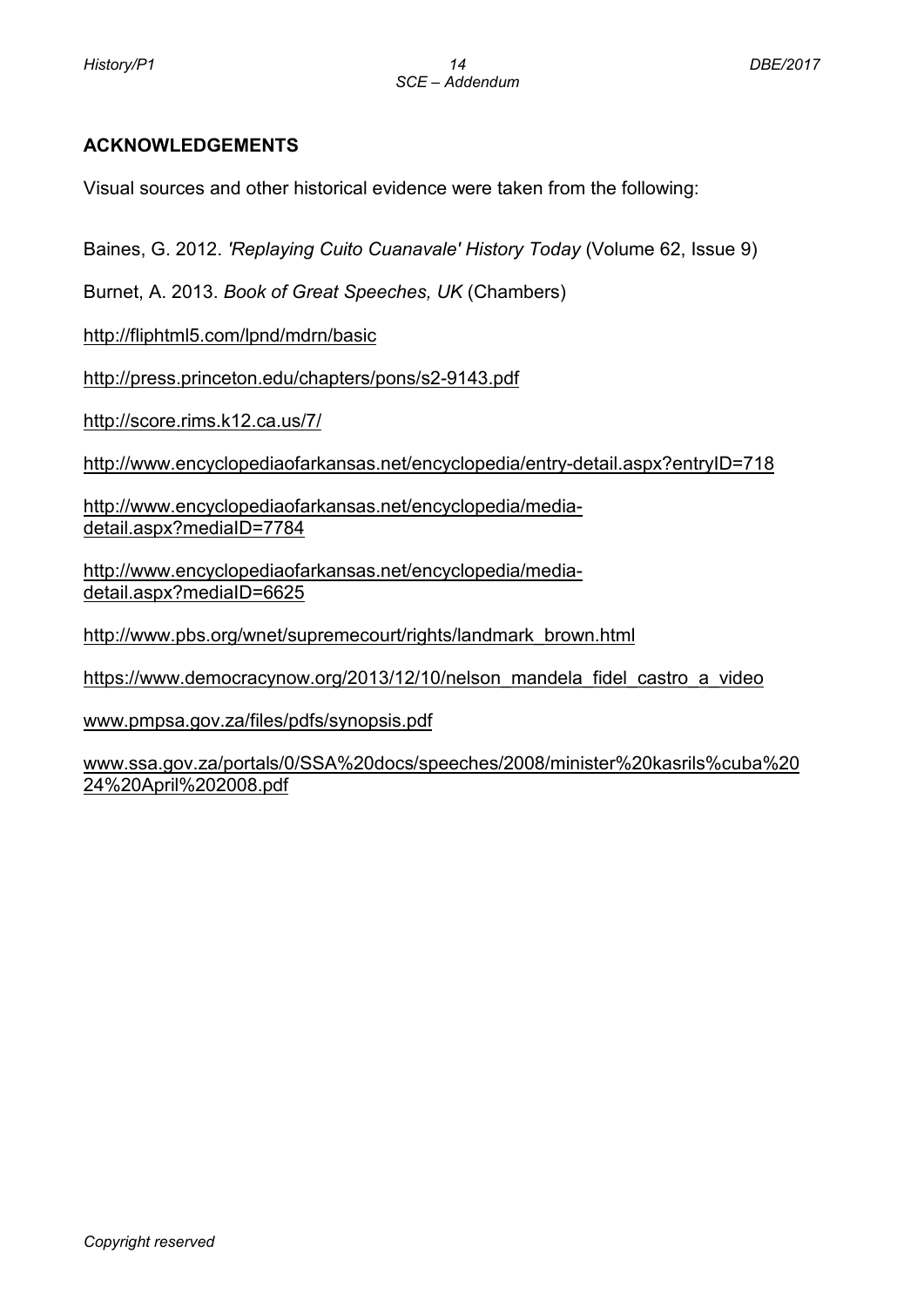## ACKNOWLEDGEMENTS

Visual sources and other historical evidence were taken from the following:

Baines, G. 2012. *'Replaying Cuito Cuanavale' History Today* (Volume 62, Issue 9)

Burnet, A. 2013. *Book of Great Speeches, UK* (Chambers)

http://fliphtml5.com/lpnd/mdrn/basic

http://press.princeton.edu/chapters/pons/s2-9143.pdf

http://score.rims.k12.ca.us/7/

http://www.encyclopediaofarkansas.net/encyclopedia/entry-detail.aspx?entryID=718

http://www.encyclopediaofarkansas.net/encyclopedia/media-detail.aspx?mediaID=7784

http://www.encyclopediaofarkansas.net/encyclopedia/media-detail.aspx?mediaID=6625

http://www.pbs.org/wnet/supremecourt/rights/landmark_brown.html

https://www.democracynow.org/2013/12/10/nelson_mandela_fidel_castro_a_video

www.pmpsa.gov.za/files/pdfs/synopsis.pdf

www.ssa.gov.za/portals/0/SSA%20docs/speeches/2008/minister%20kasrils%cuba%2024%20April%202008.pdf